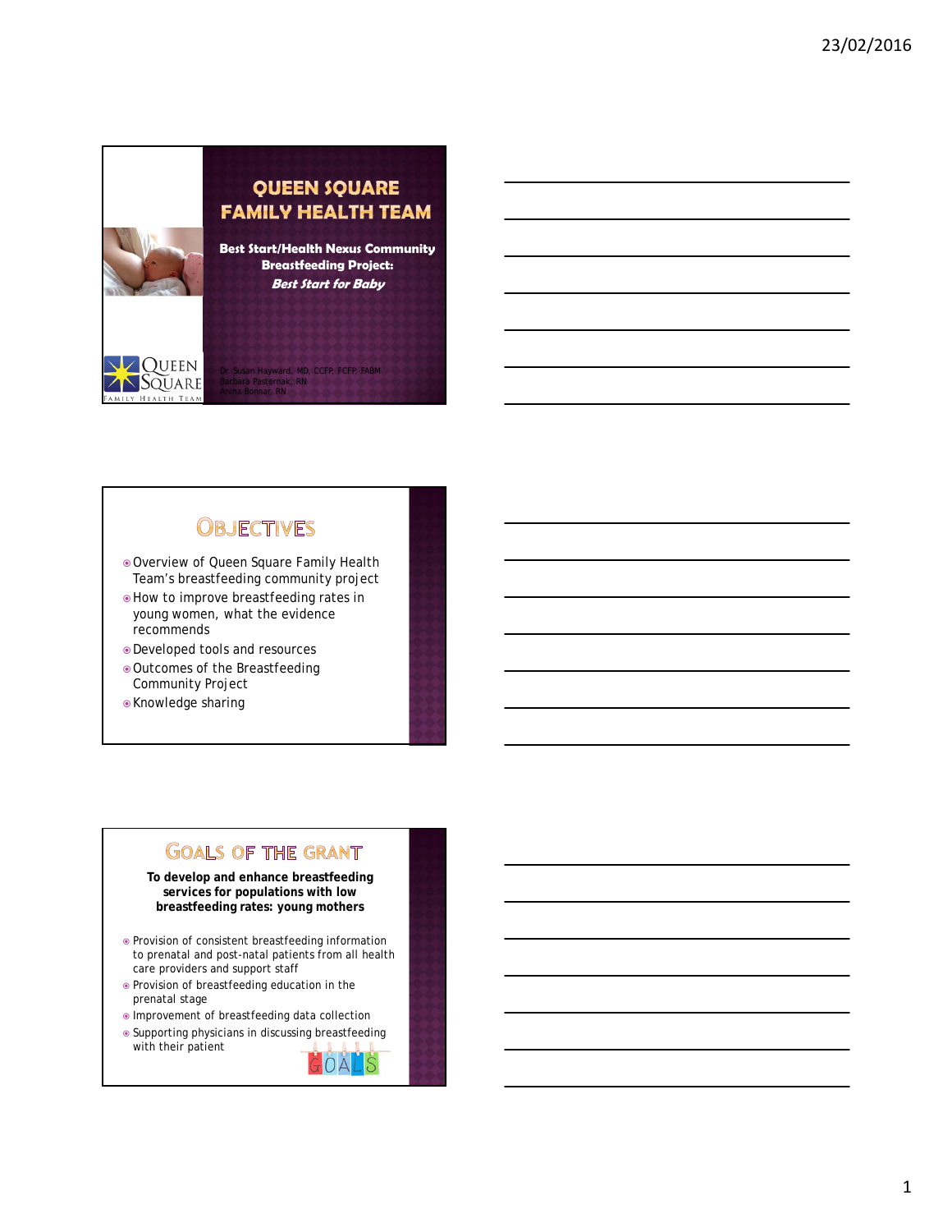# QUEEN SQUARE FAMILY HEALTH TEAM

**Best Start/Health Nexus Community Breastfeeding Project:**

***Best Start for Baby***

Dr. Susan Hayward, MD, CCFP, FCFP, FABM
Barbara Pasternak, RN
Anina Bonnar, RN

## OBJECTIVES

- Overview of Queen Square Family Health Team's breastfeeding community project
- How to improve breastfeeding rates in young women, what the evidence recommends
- Developed tools and resources
- Outcomes of the Breastfeeding Community Project
- Knowledge sharing

## GOALS OF THE GRANT

**To develop and enhance breastfeeding services for populations with low breastfeeding rates: young mothers**

- Provision of consistent breastfeeding information to prenatal and post-natal patients from all health care providers and support staff
- Provision of breastfeeding education in the prenatal stage
- Improvement of breastfeeding data collection
- Supporting physicians in discussing breastfeeding with their patient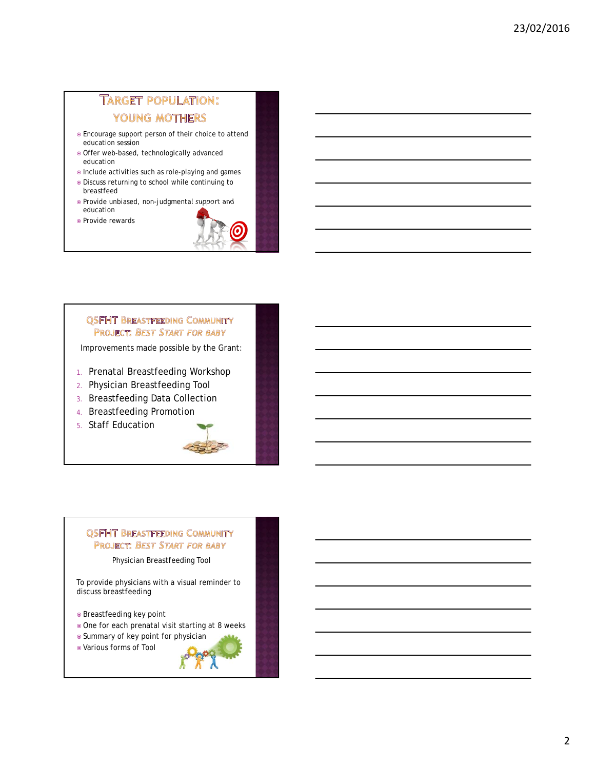## Target Population: Young Mothers

- Encourage support person of their choice to attend education session
- Offer web-based, technologically advanced education
- Include activities such as role-playing and games
- Discuss returning to school while continuing to breastfeed
- Provide unbiased, non-judgmental support and education
- Provide rewards

## QSFHT Breastfeeding Community Project: *Best Start for Baby*

Improvements made possible by the Grant:

1. Prenatal Breastfeeding Workshop
2. Physician Breastfeeding Tool
3. Breastfeeding Data Collection
4. Breastfeeding Promotion
5. Staff Education

## QSFHT Breastfeeding Community Project: *Best Start for Baby*

Physician Breastfeeding Tool

To provide physicians with a visual reminder to discuss breastfeeding

- Breastfeeding key point
- One for each prenatal visit starting at 8 weeks
- Summary of key point for physician
- Various forms of Tool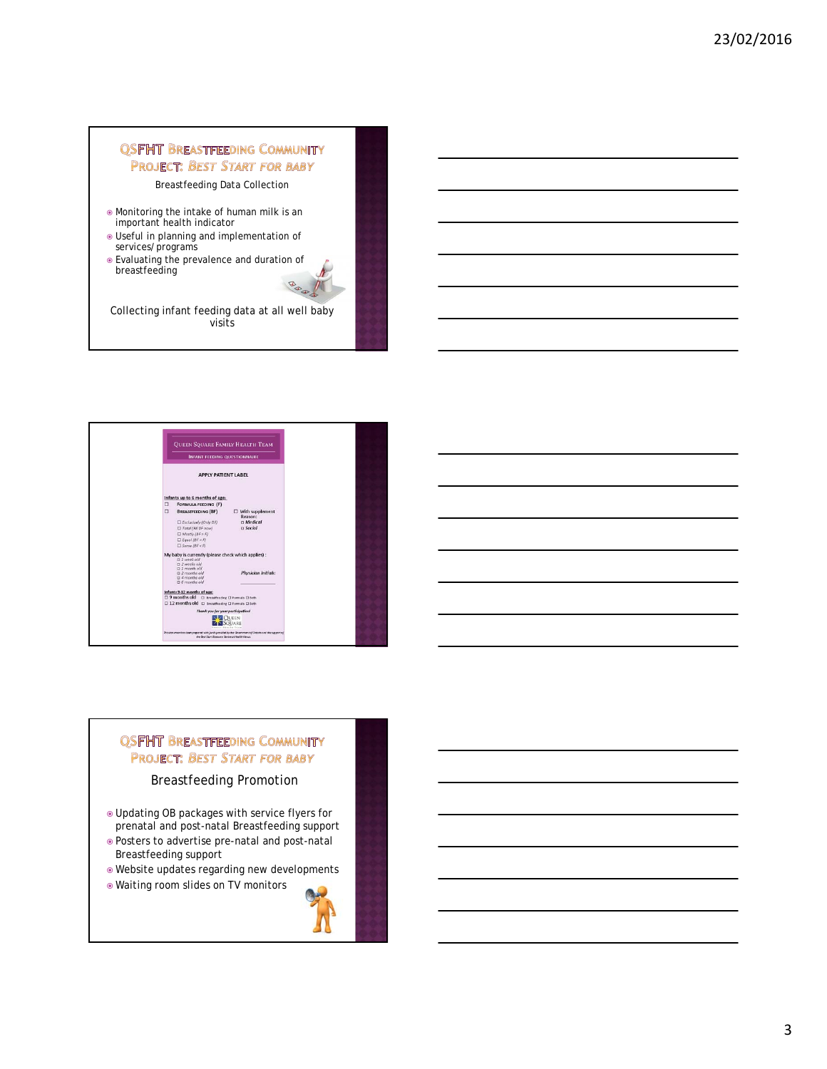## QSFHT Breastfeeding Community Project: *Best Start for Baby*

Breastfeeding Data Collection

- Monitoring the intake of human milk is an important health indicator
- Useful in planning and implementation of services/ programs
- Evaluating the prevalence and duration of breastfeeding

Collecting infant feeding data at all well baby visits

---

**Queen Square Family Health Team**

INFANT FEEDING QUESTIONNAIRE

APPLY PATIENT LABEL

Infants up to 6 months of age:

- ☐ FORMULA FEEDING (F)
- ☐ BREASTFEEDING (BF) ☐ With supplement
  - Reason:
    - ☐ Medical
    - ☐ Social
  - ☐ Exclusively (Only BF)
  - ☐ Total (All BF now)
  - ☐ Mostly (BF > F)
  - ☐ Equal (BF = F)
  - ☐ Some (BF < F)

My baby is currently (please check which applies):

- ☐ 1 week old
- ☐ 2 weeks old
- ☐ 1 month old
- ☐ 2 months old
- ☐ 4 months old
- ☐ 6 months old

Physician Initials: ________

Infants 9-12 months of age:

- ☐ 9 months old ☐ Breastfeeding ☐ Formula ☐ Both
- ☐ 12 months old ☐ Breastfeeding ☐ Formula ☐ Both

*Thank you for your participation!*

Queen Square

---

## QSFHT Breastfeeding Community Project: *Best Start for Baby*

Breastfeeding Promotion

- Updating OB packages with service flyers for prenatal and post-natal Breastfeeding support
- Posters to advertise pre-natal and post-natal Breastfeeding support
- Website updates regarding new developments
- Waiting room slides on TV monitors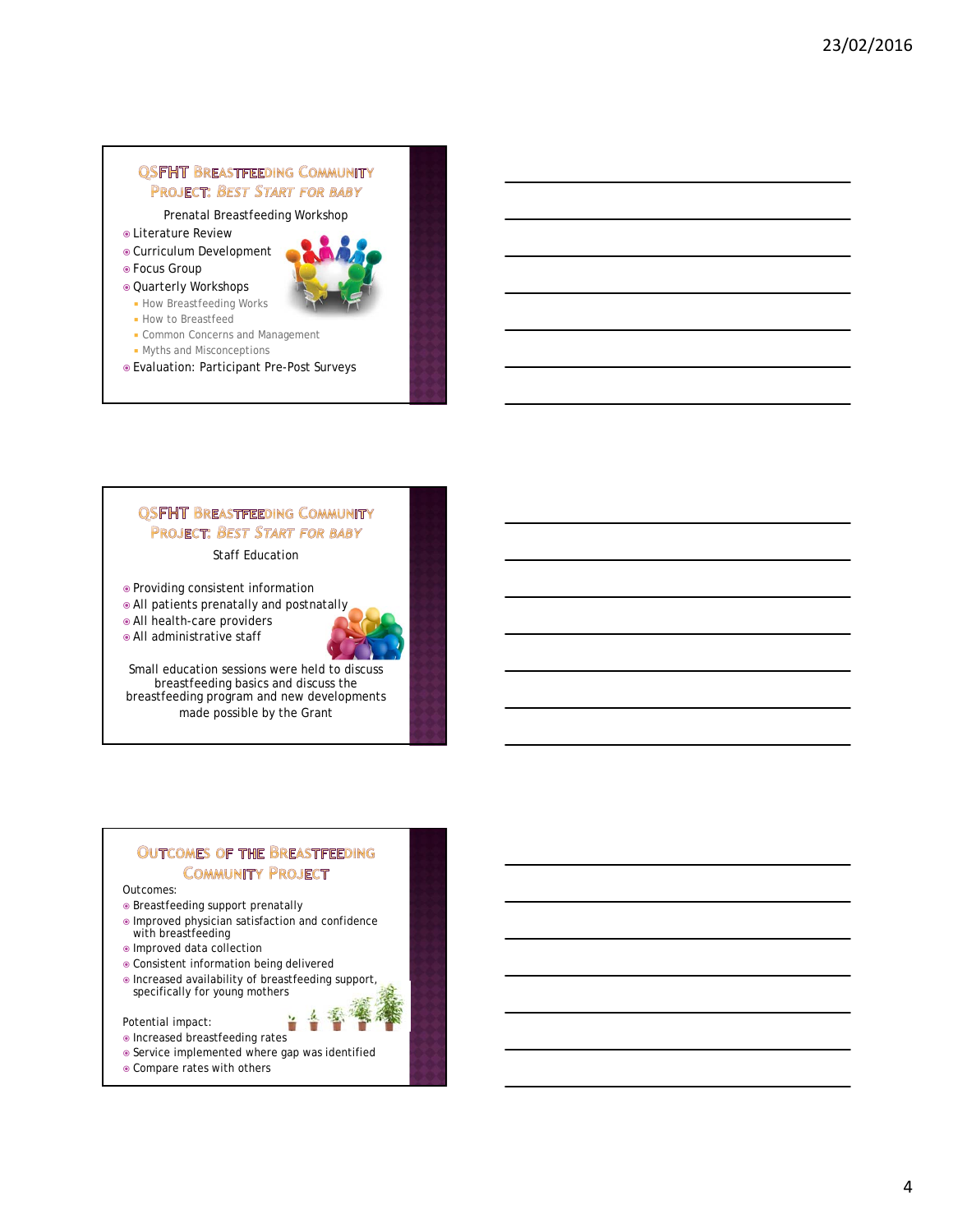## QSFHT Breastfeeding Community Project: *Best Start for Baby*

Prenatal Breastfeeding Workshop

- Literature Review
- Curriculum Development
- Focus Group
- Quarterly Workshops
  - How Breastfeeding Works
  - How to Breastfeed
  - Common Concerns and Management
  - Myths and Misconceptions
- Evaluation: Participant Pre-Post Surveys

## QSFHT Breastfeeding Community Project: *Best Start for Baby*

Staff Education

- Providing consistent information
- All patients prenatally and postnatally
- All health-care providers
- All administrative staff

Small education sessions were held to discuss breastfeeding basics and discuss the breastfeeding program and new developments made possible by the Grant

## Outcomes of the Breastfeeding Community Project

Outcomes:

- Breastfeeding support prenatally
- Improved physician satisfaction and confidence with breastfeeding
- Improved data collection
- Consistent information being delivered
- Increased availability of breastfeeding support, specifically for young mothers

Potential impact:

- Increased breastfeeding rates
- Service implemented where gap was identified
- Compare rates with others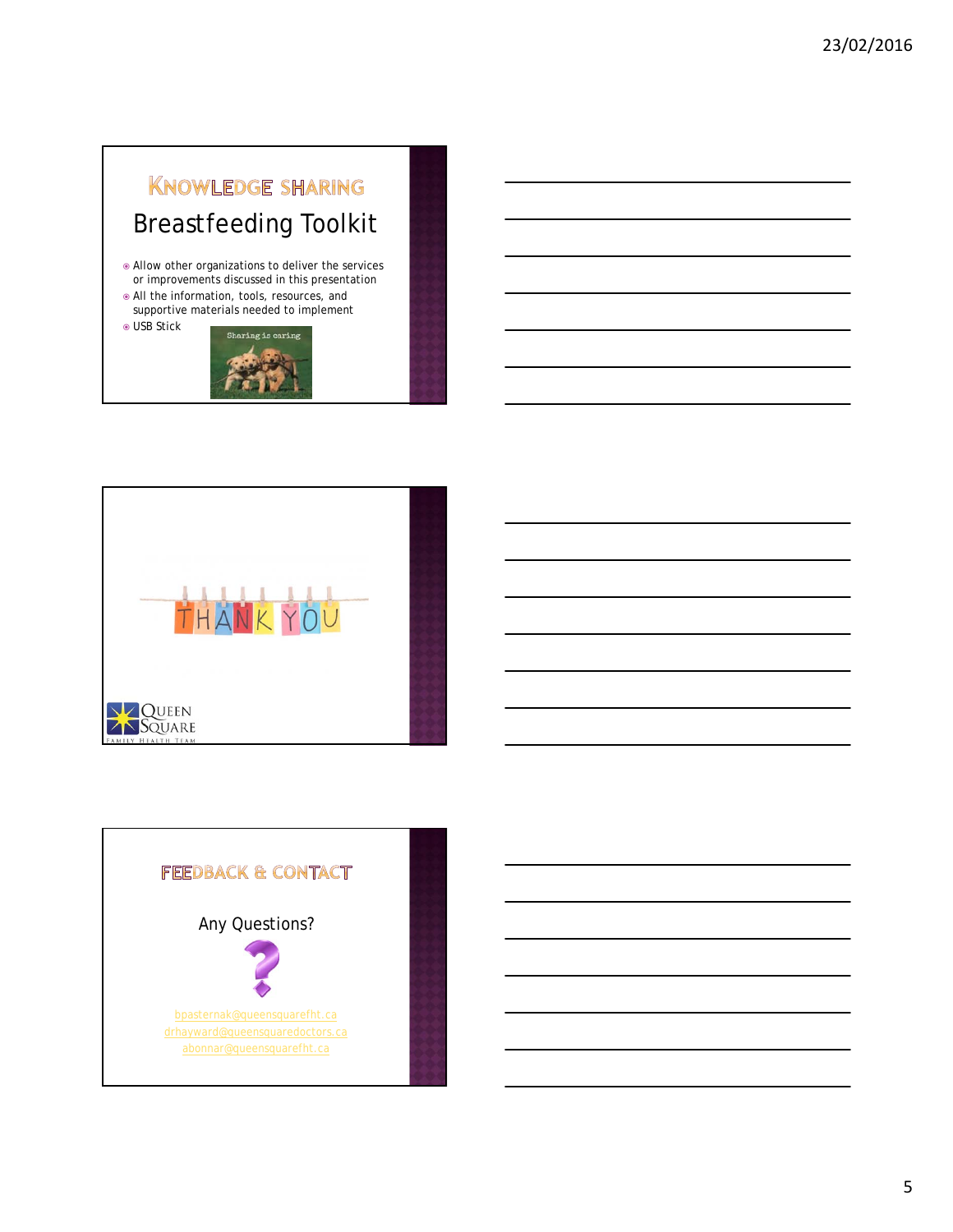## KNOWLEDGE SHARING

### Breastfeeding Toolkit

- Allow other organizations to deliver the services or improvements discussed in this presentation
- All the information, tools, resources, and supportive materials needed to implement
- USB Stick

Sharing is caring

THANK YOU

QUEEN SQUARE
FAMILY HEALTH TEAM

## FEEDBACK & CONTACT

Any Questions?

bpasternak@queensquarefht.ca
drhayward@queensquaredoctors.ca
abonnar@queensquarefht.ca